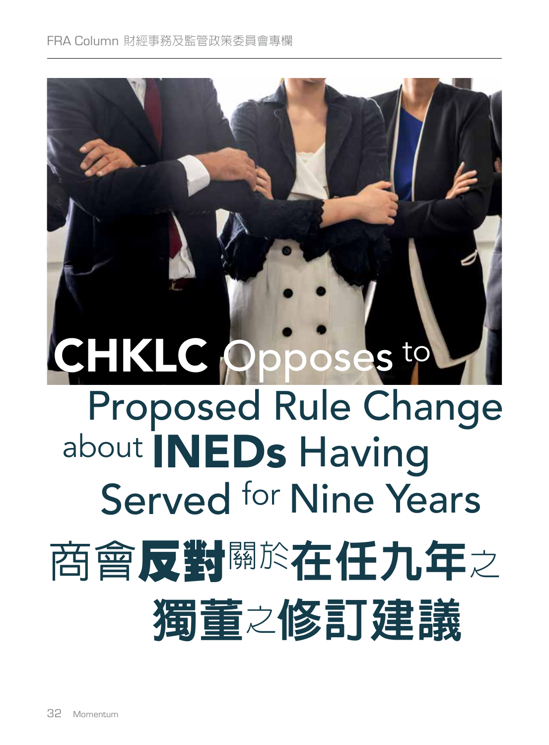# CHKLC Opposes to Proposed Rule Change about INEDs Having Served for Nine Years

# 商會反對關於在任九年之獨董之修訂建議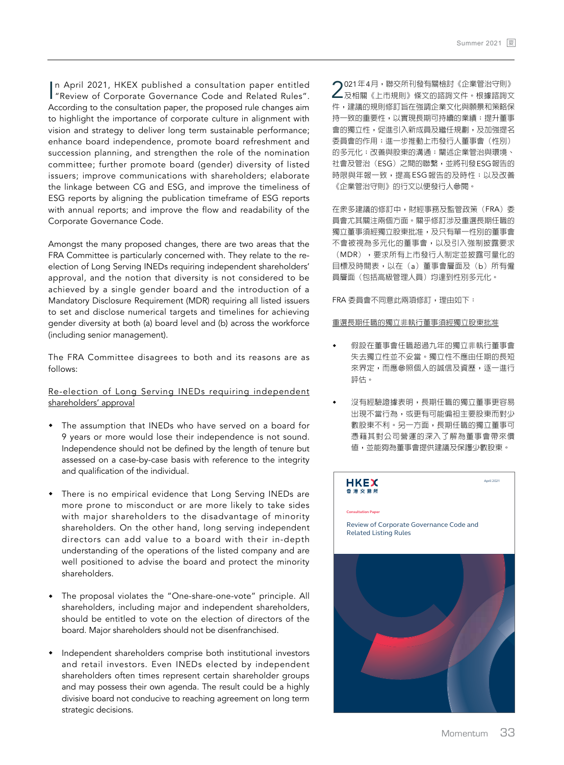In April 2021, HKEX published a consultation paper entitled "Review of Corporate Governance Code and Related Rules". According to the consultation paper, the proposed rule changes aim to highlight the importance of corporate culture in alignment with vision and strategy to deliver long term sustainable performance; enhance board independence, promote board refreshment and succession planning, and strengthen the role of the nomination committee; further promote board (gender) diversity of listed issuers; improve communications with shareholders; elaborate the linkage between CG and ESG, and improve the timeliness of ESG reports by aligning the publication timeframe of ESG reports with annual reports; and improve the flow and readability of the Corporate Governance Code.

Amongst the many proposed changes, there are two areas that the FRA Committee is particularly concerned with. They relate to the re-election of Long Serving INEDs requiring independent shareholders' approval, and the notion that diversity is not considered to be achieved by a single gender board and the introduction of a Mandatory Disclosure Requirement (MDR) requiring all listed issuers to set and disclose numerical targets and timelines for achieving gender diversity at both (a) board level and (b) across the workforce (including senior management).

The FRA Committee disagrees to both and its reasons are as follows:

<u>Re-election of Long Serving INEDs requiring independent shareholders' approval</u>

- The assumption that INEDs who have served on a board for 9 years or more would lose their independence is not sound. Independence should not be defined by the length of tenure but assessed on a case-by-case basis with reference to the integrity and qualification of the individual.

- There is no empirical evidence that Long Serving INEDs are more prone to misconduct or are more likely to take sides with major shareholders to the disadvantage of minority shareholders. On the other hand, long serving independent directors can add value to a board with their in-depth understanding of the operations of the listed company and are well positioned to advise the board and protect the minority shareholders.

- The proposal violates the "One-share-one-vote" principle. All shareholders, including major and independent shareholders, should be entitled to vote on the election of directors of the board. Major shareholders should not be disenfranchised.

- Independent shareholders comprise both institutional investors and retail investors. Even INEDs elected by independent shareholders often times represent certain shareholder groups and may possess their own agenda. The result could be a highly divisive board not conducive to reaching agreement on long term strategic decisions.

2021年4月，聯交所刊發有關檢討《企業管治守則》及相關《上市規則》條文的諮詢文件。根據諮詢文件，建議的規則修訂旨在強調企業文化與願景和策略保持一致的重要性，以實現長期可持續的業績；提升董事會的獨立性，促進引入新成員及繼任規劃，及加強提名委員會的作用；進一步推動上市發行人董事會（性別）的多元化；改善與股東的溝通；闡述企業管治與環境、社會及管治（ESG）之間的聯繫，並將刊發ESG報告的時限與年報一致，提高ESG報告的及時性；以及改善《企業管治守則》的行文以便發行人參閱。

在眾多建議的修訂中，財經事務及監管政策（FRA）委員會尤其關注兩個方面。關乎修訂涉及重選長期任職的獨立董事須經獨立股東批准，及只有單一性別的董事會不會被視為多元化的董事會，以及引入強制披露要求（MDR），要求所有上市發行人制定並披露可量化的目標及時間表，以在（a）董事會層面及（b）所有僱員層面（包括高級管理人員）均達到性別多元化。

FRA 委員會不同意此兩項修訂，理由如下：

<u>重選長期任職的獨立非執行董事須經獨立股東批准</u>

- 假設在董事會任職超過九年的獨立非執行董事會失去獨立性並不妥當。獨立性不應由任期的長短來界定，而應參照個人的誠信及資歷，逐一進行評估。

- 沒有經驗證據表明，長期任職的獨立董事更容易出現不當行為，或更有可能偏袒主要股東而對少數股東不利。另一方面，長期任職的獨立董事可憑藉其對公司營運的深入了解為董事會帶來價值，並能夠為董事會提供建議及保護少數股東。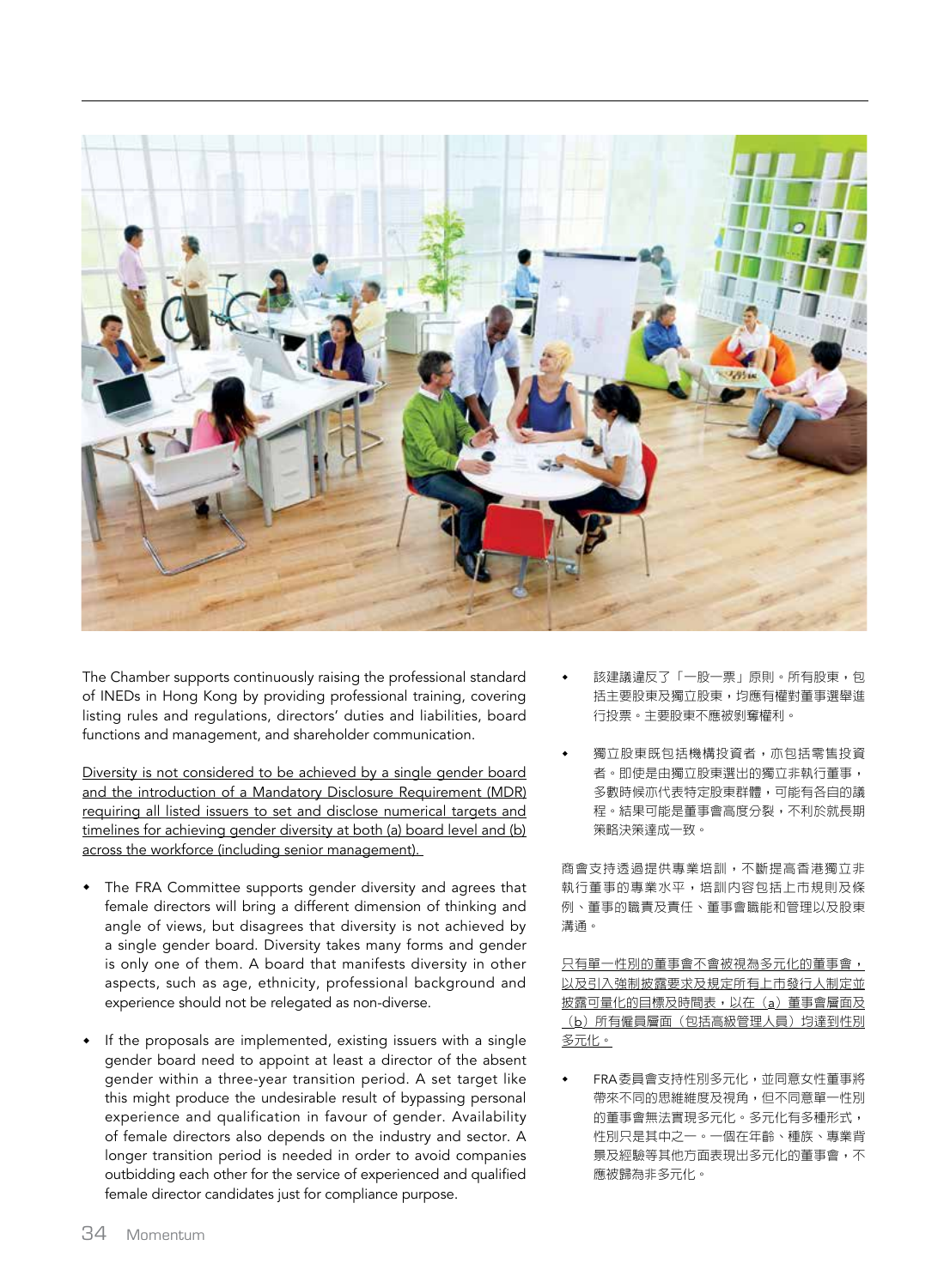The Chamber supports continuously raising the professional standard of INEDs in Hong Kong by providing professional training, covering listing rules and regulations, directors' duties and liabilities, board functions and management, and shareholder communication.

<u>Diversity is not considered to be achieved by a single gender board and the introduction of a Mandatory Disclosure Requirement (MDR) requiring all listed issuers to set and disclose numerical targets and timelines for achieving gender diversity at both (a) board level and (b) across the workforce (including senior management).</u>

- The FRA Committee supports gender diversity and agrees that female directors will bring a different dimension of thinking and angle of views, but disagrees that diversity is not achieved by a single gender board. Diversity takes many forms and gender is only one of them. A board that manifests diversity in other aspects, such as age, ethnicity, professional background and experience should not be relegated as non-diverse.

- If the proposals are implemented, existing issuers with a single gender board need to appoint at least a director of the absent gender within a three-year transition period. A set target like this might produce the undesirable result of bypassing personal experience and qualification in favour of gender. Availability of female directors also depends on the industry and sector. A longer transition period is needed in order to avoid companies outbidding each other for the service of experienced and qualified female director candidates just for compliance purpose.

- 該建議違反了「一股一票」原則。所有股東，包括主要股東及獨立股東，均應有權對董事選舉進行投票。主要股東不應被剝奪權利。

- 獨立股東既包括機構投資者，亦包括零售投資者。即使是由獨立股東選出的獨立非執行董事，多數時候亦代表特定股東群體，可能有各自的議程。結果可能是董事會高度分裂，不利於就長期策略決策達成一致。

商會支持透過提供專業培訓，不斷提高香港獨立非執行董事的專業水平，培訓內容包括上市規則及條例、董事的職責及責任、董事會職能和管理以及股東溝通。

<u>只有單一性別的董事會不會被視為多元化的董事會，以及引入強制披露要求及規定所有上市發行人制定並披露可量化的目標及時間表，以在（a）董事會層面及（b）所有僱員層面（包括高級管理人員）均達到性別多元化。</u>

- FRA委員會支持性別多元化，並同意女性董事將帶來不同的思維維度及視角，但不同意單一性別的董事會無法實現多元化。多元化有多種形式，性別只是其中之一。一個在年齡、種族、專業背景及經驗等其他方面表現出多元化的董事會，不應被歸為非多元化。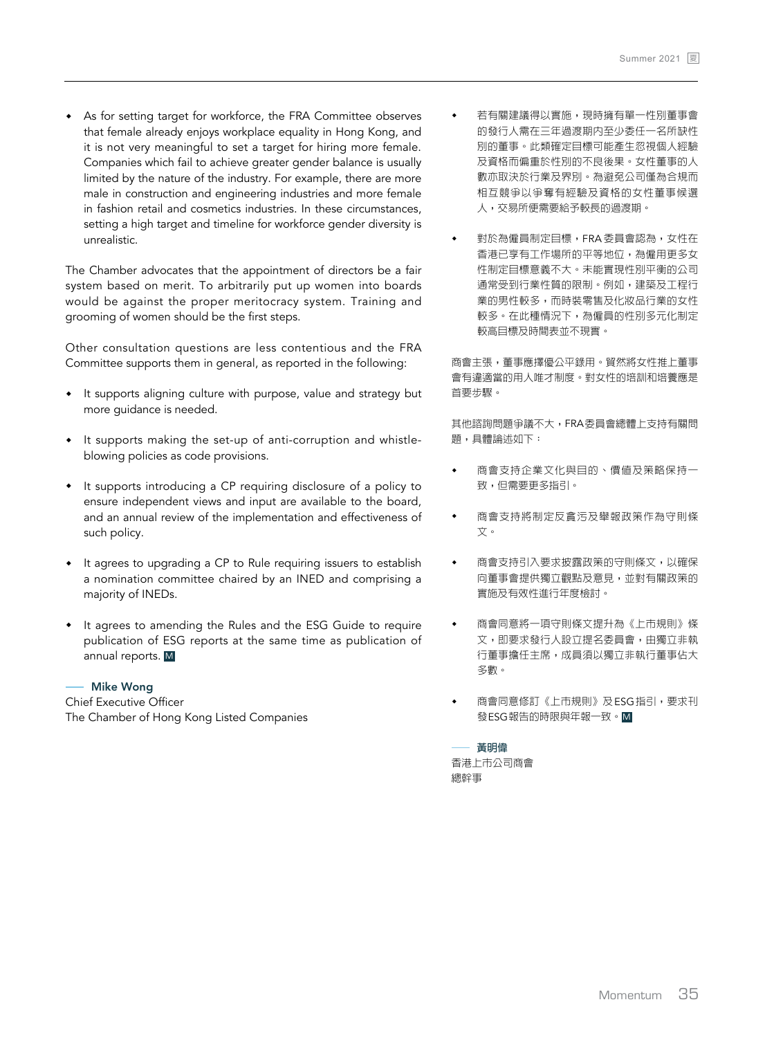- As for setting target for workforce, the FRA Committee observes that female already enjoys workplace equality in Hong Kong, and it is not very meaningful to set a target for hiring more female. Companies which fail to achieve greater gender balance is usually limited by the nature of the industry. For example, there are more male in construction and engineering industries and more female in fashion retail and cosmetics industries. In these circumstances, setting a high target and timeline for workforce gender diversity is unrealistic.

The Chamber advocates that the appointment of directors be a fair system based on merit. To arbitrarily put up women into boards would be against the proper meritocracy system. Training and grooming of women should be the first steps.

Other consultation questions are less contentious and the FRA Committee supports them in general, as reported in the following:

- It supports aligning culture with purpose, value and strategy but more guidance is needed.
- It supports making the set-up of anti-corruption and whistle-blowing policies as code provisions.
- It supports introducing a CP requiring disclosure of a policy to ensure independent views and input are available to the board, and an annual review of the implementation and effectiveness of such policy.
- It agrees to upgrading a CP to Rule requiring issuers to establish a nomination committee chaired by an INED and comprising a majority of INEDs.
- It agrees to amending the Rules and the ESG Guide to require publication of ESG reports at the same time as publication of annual reports.

—— **Mike Wong**
Chief Executive Officer
The Chamber of Hong Kong Listed Companies

- 若有關建議得以實施，現時擁有單一性別董事會的發行人需在三年過渡期內至少委任一名所缺性別的董事。此類確定目標可能產生忽視個人經驗及資格而偏重於性別的不良後果。女性董事的人數亦取決於行業及界別。為避免公司僅為合規而相互競爭以爭奪有經驗及資格的女性董事候選人，交易所便需要給予較長的過渡期。
- 對於為僱員制定目標，FRA委員會認為，女性在香港已享有工作場所的平等地位，為僱用更多女性制定目標意義不大。未能實現性別平衡的公司通常受到行業性質的限制。例如，建築及工程行業的男性較多，而時裝零售及化妝品行業的女性較多。在此種情況下，為僱員的性別多元化制定較高目標及時間表並不現實。

商會主張，董事應擇優公平錄用。貿然將女性推上董事會有違適當的用人唯才制度。對女性的培訓和培養應是首要步驟。

其他諮詢問題爭議不大，FRA委員會總體上支持有關問題，具體論述如下：

- 商會支持企業文化與目的、價值及策略保持一致，但需要更多指引。
- 商會支持將制定反貪污及舉報政策作為守則條文。
- 商會支持引入要求披露政策的守則條文，以確保向董事會提供獨立觀點及意見，並對有關政策的實施及有效性進行年度檢討。
- 商會同意將一項守則條文提升為《上市規則》條文，即要求發行人設立提名委員會，由獨立非執行董事擔任主席，成員須以獨立非執行董事佔大多數。
- 商會同意修訂《上市規則》及ESG指引，要求刊發ESG報告的時限與年報一致。

—— **黃明偉**
香港上市公司商會
總幹事